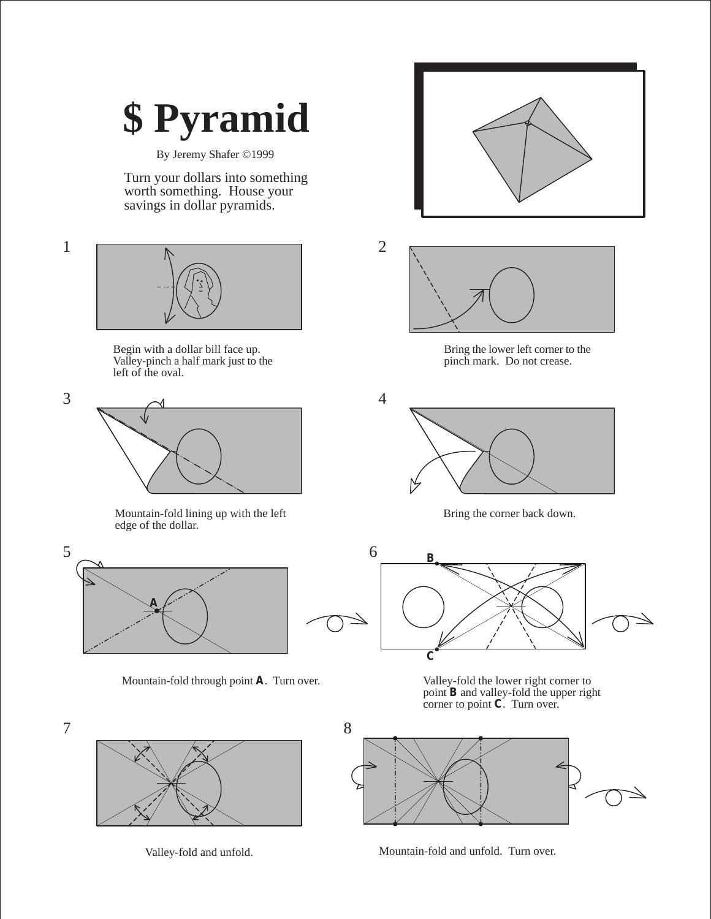# $ Pyramid

By Jeremy Shafer ©1999

Turn your dollars into something worth something. House your savings in dollar pyramids.

1

Begin with a dollar bill face up. Valley-pinch a half mark just to the left of the oval.

2

Bring the lower left corner to the pinch mark. Do not crease.

3

Mountain-fold lining up with the left edge of the dollar.

4

Bring the corner back down.

5

**A**

Mountain-fold through point **A**. Turn over.

6

**B**

**C**

Valley-fold the lower right corner to point **B** and valley-fold the upper right corner to point **C**. Turn over.

7

Valley-fold and unfold.

8

Mountain-fold and unfold. Turn over.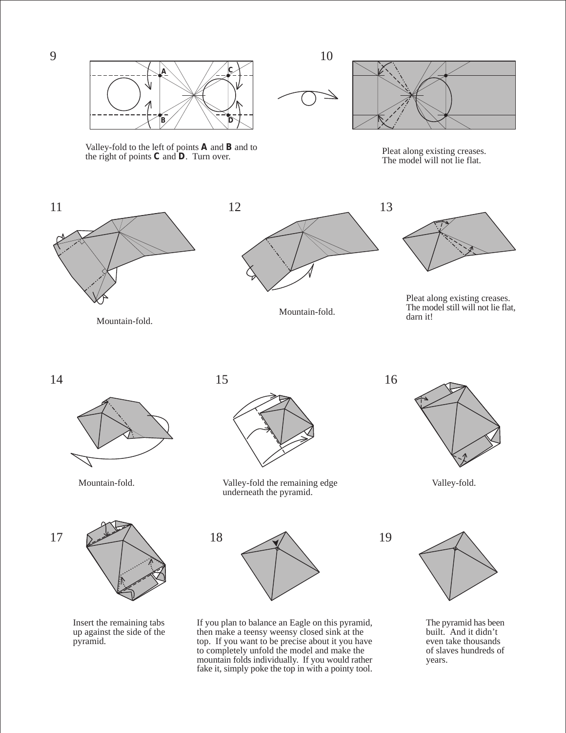9

Valley-fold to the left of points **A** and **B** and to the right of points **C** and **D**. Turn over.

10

Pleat along existing creases. The model will not lie flat.

11

Mountain-fold.

12

Mountain-fold.

13

Pleat along existing creases. The model still will not lie flat, darn it!

14

Mountain-fold.

15

Valley-fold the remaining edge underneath the pyramid.

16

Valley-fold.

17

Insert the remaining tabs up against the side of the pyramid.

18

If you plan to balance an Eagle on this pyramid, then make a teensy weensy closed sink at the top. If you want to be precise about it you have to completely unfold the model and make the mountain folds individually. If you would rather fake it, simply poke the top in with a pointy tool.

19

The pyramid has been built. And it didn't even take thousands of slaves hundreds of years.